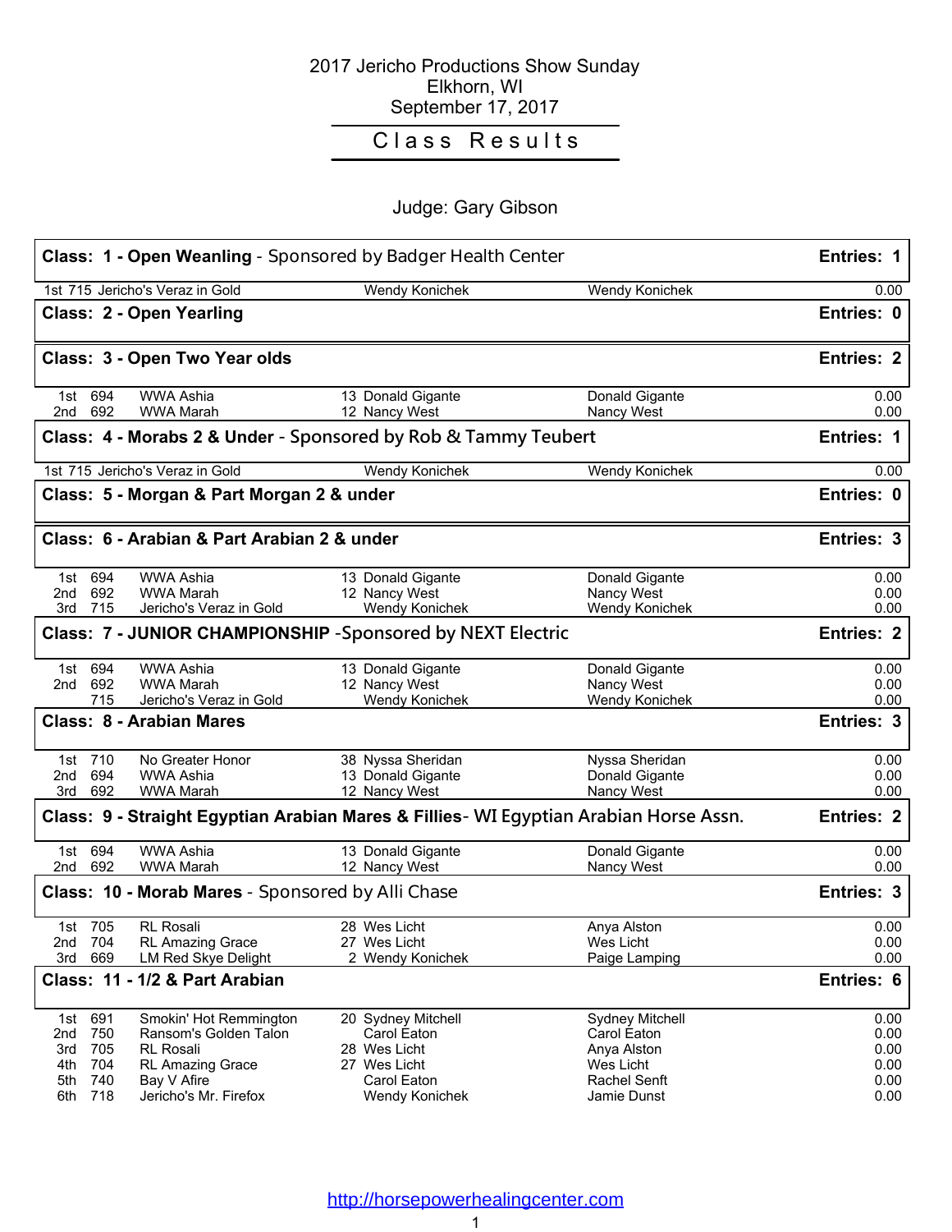# 2017 Jericho Productions Show Sunday
## Elkhorn, WI
## September 17, 2017

## Class Results

### Judge: Gary Gibson

**Class: 1 - Open Weanling** - Sponsored by Badger Health Center — **Entries: 1**

| Place | No. | Horse | Owner | Rider | Points |
|---|---|---|---|---|---|
| 1st | 715 | Jericho's Veraz in Gold | Wendy Konichek | Wendy Konichek | 0.00 |

**Class: 2 - Open Yearling** — **Entries: 0**

**Class: 3 - Open Two Year olds** — **Entries: 2**

| Place | No. | Horse | Owner | Rider | Points |
|---|---|---|---|---|---|
| 1st | 694 | WWA Ashia | 13 Donald Gigante | Donald Gigante | 0.00 |
| 2nd | 692 | WWA Marah | 12 Nancy West | Nancy West | 0.00 |

**Class: 4 - Morabs 2 & Under** - Sponsored by Rob & Tammy Teubert — **Entries: 1**

| Place | No. | Horse | Owner | Rider | Points |
|---|---|---|---|---|---|
| 1st | 715 | Jericho's Veraz in Gold | Wendy Konichek | Wendy Konichek | 0.00 |

**Class: 5 - Morgan & Part Morgan 2 & under** — **Entries: 0**

**Class: 6 - Arabian & Part Arabian 2 & under** — **Entries: 3**

| Place | No. | Horse | Owner | Rider | Points |
|---|---|---|---|---|---|
| 1st | 694 | WWA Ashia | 13 Donald Gigante | Donald Gigante | 0.00 |
| 2nd | 692 | WWA Marah | 12 Nancy West | Nancy West | 0.00 |
| 3rd | 715 | Jericho's Veraz in Gold | Wendy Konichek | Wendy Konichek | 0.00 |

**Class: 7 - JUNIOR CHAMPIONSHIP** -Sponsored by NEXT Electric — **Entries: 2**

| Place | No. | Horse | Owner | Rider | Points |
|---|---|---|---|---|---|
| 1st | 694 | WWA Ashia | 13 Donald Gigante | Donald Gigante | 0.00 |
| 2nd | 692 | WWA Marah | 12 Nancy West | Nancy West | 0.00 |
| | 715 | Jericho's Veraz in Gold | Wendy Konichek | Wendy Konichek | 0.00 |

**Class: 8 - Arabian Mares** — **Entries: 3**

| Place | No. | Horse | Owner | Rider | Points |
|---|---|---|---|---|---|
| 1st | 710 | No Greater Honor | 38 Nyssa Sheridan | Nyssa Sheridan | 0.00 |
| 2nd | 694 | WWA Ashia | 13 Donald Gigante | Donald Gigante | 0.00 |
| 3rd | 692 | WWA Marah | 12 Nancy West | Nancy West | 0.00 |

**Class: 9 - Straight Egyptian Arabian Mares & Fillies**- WI Egyptian Arabian Horse Assn. — **Entries: 2**

| Place | No. | Horse | Owner | Rider | Points |
|---|---|---|---|---|---|
| 1st | 694 | WWA Ashia | 13 Donald Gigante | Donald Gigante | 0.00 |
| 2nd | 692 | WWA Marah | 12 Nancy West | Nancy West | 0.00 |

**Class: 10 - Morab Mares** - Sponsored by Alli Chase — **Entries: 3**

| Place | No. | Horse | Owner | Rider | Points |
|---|---|---|---|---|---|
| 1st | 705 | RL Rosali | 28 Wes Licht | Anya Alston | 0.00 |
| 2nd | 704 | RL Amazing Grace | 27 Wes Licht | Wes Licht | 0.00 |
| 3rd | 669 | LM Red Skye Delight | 2 Wendy Konichek | Paige Lamping | 0.00 |

**Class: 11 - 1/2 & Part Arabian** — **Entries: 6**

| Place | No. | Horse | Owner | Rider | Points |
|---|---|---|---|---|---|
| 1st | 691 | Smokin' Hot Remmington | 20 Sydney Mitchell | Sydney Mitchell | 0.00 |
| 2nd | 750 | Ransom's Golden Talon | Carol Eaton | Carol Eaton | 0.00 |
| 3rd | 705 | RL Rosali | 28 Wes Licht | Anya Alston | 0.00 |
| 4th | 704 | RL Amazing Grace | 27 Wes Licht | Wes Licht | 0.00 |
| 5th | 740 | Bay V Afire | Carol Eaton | Rachel Senft | 0.00 |
| 6th | 718 | Jericho's Mr. Firefox | Wendy Konichek | Jamie Dunst | 0.00 |

http://horsepowerhealingcenter.com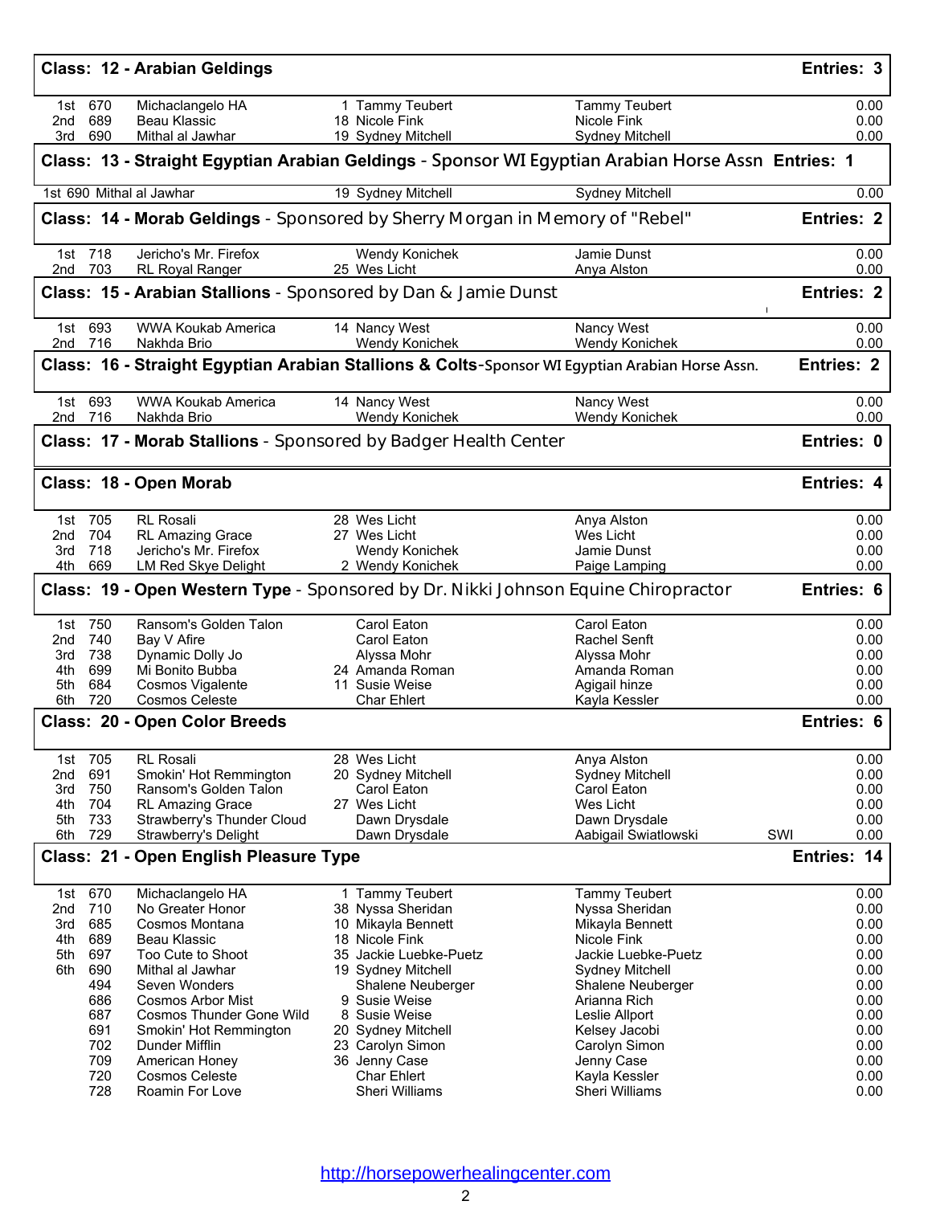## Class: 12 - Arabian Geldings — Entries: 3

| Place | No. | Horse | Owner | Rider | Score |
|---|---|---|---|---|---|
| 1st | 670 | Michaclangelo HA | 1 Tammy Teubert | Tammy Teubert | 0.00 |
| 2nd | 689 | Beau Klassic | 18 Nicole Fink | Nicole Fink | 0.00 |
| 3rd | 690 | Mithal al Jawhar | 19 Sydney Mitchell | Sydney Mitchell | 0.00 |

## Class: 13 - Straight Egyptian Arabian Geldings - Sponsor WI Egyptian Arabian Horse Assn — Entries: 1

| Place | No. | Horse | Owner | Rider | Score |
|---|---|---|---|---|---|
| 1st | 690 | Mithal al Jawhar | 19 Sydney Mitchell | Sydney Mitchell | 0.00 |

## Class: 14 - Morab Geldings - Sponsored by Sherry Morgan in Memory of "Rebel" — Entries: 2

| Place | No. | Horse | Owner | Rider | Score |
|---|---|---|---|---|---|
| 1st | 718 | Jericho's Mr. Firefox | Wendy Konichek | Jamie Dunst | 0.00 |
| 2nd | 703 | RL Royal Ranger | 25 Wes Licht | Anya Alston | 0.00 |

## Class: 15 - Arabian Stallions - Sponsored by Dan & Jamie Dunst — Entries: 2

| Place | No. | Horse | Owner | Rider | Score |
|---|---|---|---|---|---|
| 1st | 693 | WWA Koukab America | 14 Nancy West | Nancy West | 0.00 |
| 2nd | 716 | Nakhda Brio | Wendy Konichek | Wendy Konichek | 0.00 |

## Class: 16 - Straight Egyptian Arabian Stallions & Colts-Sponsor WI Egyptian Arabian Horse Assn. — Entries: 2

| Place | No. | Horse | Owner | Rider | Score |
|---|---|---|---|---|---|
| 1st | 693 | WWA Koukab America | 14 Nancy West | Nancy West | 0.00 |
| 2nd | 716 | Nakhda Brio | Wendy Konichek | Wendy Konichek | 0.00 |

## Class: 17 - Morab Stallions - Sponsored by Badger Health Center — Entries: 0

## Class: 18 - Open Morab — Entries: 4

| Place | No. | Horse | Owner | Rider | Score |
|---|---|---|---|---|---|
| 1st | 705 | RL Rosali | 28 Wes Licht | Anya Alston | 0.00 |
| 2nd | 704 | RL Amazing Grace | 27 Wes Licht | Wes Licht | 0.00 |
| 3rd | 718 | Jericho's Mr. Firefox | Wendy Konichek | Jamie Dunst | 0.00 |
| 4th | 669 | LM Red Skye Delight | 2 Wendy Konichek | Paige Lamping | 0.00 |

## Class: 19 - Open Western Type - Sponsored by Dr. Nikki Johnson Equine Chiropractor — Entries: 6

| Place | No. | Horse | Owner | Rider | Score |
|---|---|---|---|---|---|
| 1st | 750 | Ransom's Golden Talon | Carol Eaton | Carol Eaton | 0.00 |
| 2nd | 740 | Bay V Afire | Carol Eaton | Rachel Senft | 0.00 |
| 3rd | 738 | Dynamic Dolly Jo | Alyssa Mohr | Alyssa Mohr | 0.00 |
| 4th | 699 | Mi Bonito Bubba | 24 Amanda Roman | Amanda Roman | 0.00 |
| 5th | 684 | Cosmos Vigalente | 11 Susie Weise | Agigail hinze | 0.00 |
| 6th | 720 | Cosmos Celeste | Char Ehlert | Kayla Kessler | 0.00 |

## Class: 20 - Open Color Breeds — Entries: 6

| Place | No. | Horse | Owner | Rider | | Score |
|---|---|---|---|---|---|---|
| 1st | 705 | RL Rosali | 28 Wes Licht | Anya Alston | | 0.00 |
| 2nd | 691 | Smokin' Hot Remmington | 20 Sydney Mitchell | Sydney Mitchell | | 0.00 |
| 3rd | 750 | Ransom's Golden Talon | Carol Eaton | Carol Eaton | | 0.00 |
| 4th | 704 | RL Amazing Grace | 27 Wes Licht | Wes Licht | | 0.00 |
| 5th | 733 | Strawberry's Thunder Cloud | Dawn Drysdale | Dawn Drysdale | | 0.00 |
| 6th | 729 | Strawberry's Delight | Dawn Drysdale | Aabigail Swiatlowski | SWI | 0.00 |

## Class: 21 - Open English Pleasure Type — Entries: 14

| Place | No. | Horse | Owner | Rider | Score |
|---|---|---|---|---|---|
| 1st | 670 | Michaclangelo HA | 1 Tammy Teubert | Tammy Teubert | 0.00 |
| 2nd | 710 | No Greater Honor | 38 Nyssa Sheridan | Nyssa Sheridan | 0.00 |
| 3rd | 685 | Cosmos Montana | 10 Mikayla Bennett | Mikayla Bennett | 0.00 |
| 4th | 689 | Beau Klassic | 18 Nicole Fink | Nicole Fink | 0.00 |
| 5th | 697 | Too Cute to Shoot | 35 Jackie Luebke-Puetz | Jackie Luebke-Puetz | 0.00 |
| 6th | 690 | Mithal al Jawhar | 19 Sydney Mitchell | Sydney Mitchell | 0.00 |
| | 494 | Seven Wonders | Shalene Neuberger | Shalene Neuberger | 0.00 |
| | 686 | Cosmos Arbor Mist | 9 Susie Weise | Arianna Rich | 0.00 |
| | 687 | Cosmos Thunder Gone Wild | 8 Susie Weise | Leslie Allport | 0.00 |
| | 691 | Smokin' Hot Remmington | 20 Sydney Mitchell | Kelsey Jacobi | 0.00 |
| | 702 | Dunder Mifflin | 23 Carolyn Simon | Carolyn Simon | 0.00 |
| | 709 | American Honey | 36 Jenny Case | Jenny Case | 0.00 |
| | 720 | Cosmos Celeste | Char Ehlert | Kayla Kessler | 0.00 |
| | 728 | Roamin For Love | Sheri Williams | Sheri Williams | 0.00 |

http://horsepowerhealingcenter.com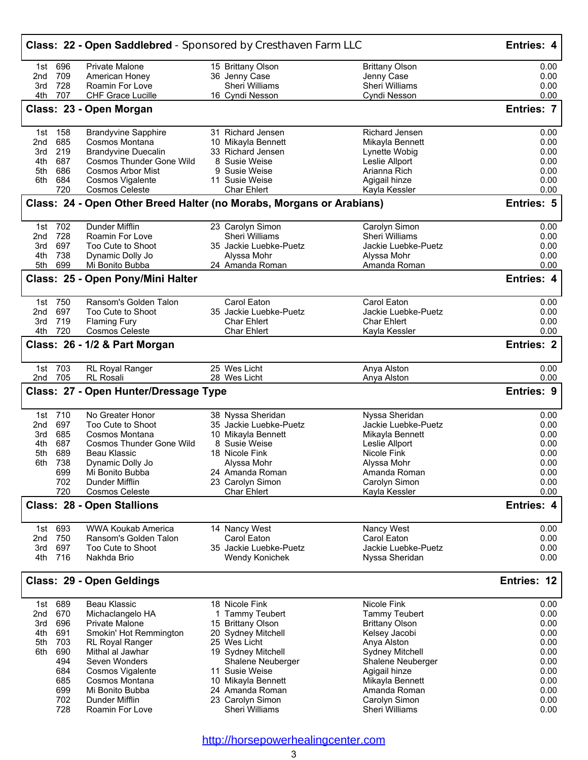## Class: 22 - Open Saddlebred - Sponsored by Cresthaven Farm LLC — Entries: 4

| Place | No. | Horse | Rider | Owner | Amount |
|---|---|---|---|---|---|
| 1st | 696 | Private Malone | 15 Brittany Olson | Brittany Olson | 0.00 |
| 2nd | 709 | American Honey | 36 Jenny Case | Jenny Case | 0.00 |
| 3rd | 728 | Roamin For Love | Sheri Williams | Sheri Williams | 0.00 |
| 4th | 707 | CHF Grace Lucille | 16 Cyndi Nesson | Cyndi Nesson | 0.00 |

## Class: 23 - Open Morgan — Entries: 7

| Place | No. | Horse | Rider | Owner | Amount |
|---|---|---|---|---|---|
| 1st | 158 | Brandyvine Sapphire | 31 Richard Jensen | Richard Jensen | 0.00 |
| 2nd | 685 | Cosmos Montana | 10 Mikayla Bennett | Mikayla Bennett | 0.00 |
| 3rd | 219 | Brandyvine Duecalin | 33 Richard Jensen | Lynette Wobig | 0.00 |
| 4th | 687 | Cosmos Thunder Gone Wild | 8 Susie Weise | Leslie Allport | 0.00 |
| 5th | 686 | Cosmos Arbor Mist | 9 Susie Weise | Arianna Rich | 0.00 |
| 6th | 684 | Cosmos Vigalente | 11 Susie Weise | Agigail hinze | 0.00 |
| | 720 | Cosmos Celeste | Char Ehlert | Kayla Kessler | 0.00 |

## Class: 24 - Open Other Breed Halter (no Morabs, Morgans or Arabians) — Entries: 5

| Place | No. | Horse | Rider | Owner | Amount |
|---|---|---|---|---|---|
| 1st | 702 | Dunder Mifflin | 23 Carolyn Simon | Carolyn Simon | 0.00 |
| 2nd | 728 | Roamin For Love | Sheri Williams | Sheri Williams | 0.00 |
| 3rd | 697 | Too Cute to Shoot | 35 Jackie Luebke-Puetz | Jackie Luebke-Puetz | 0.00 |
| 4th | 738 | Dynamic Dolly Jo | Alyssa Mohr | Alyssa Mohr | 0.00 |
| 5th | 699 | Mi Bonito Bubba | 24 Amanda Roman | Amanda Roman | 0.00 |

## Class: 25 - Open Pony/Mini Halter — Entries: 4

| Place | No. | Horse | Rider | Owner | Amount |
|---|---|---|---|---|---|
| 1st | 750 | Ransom's Golden Talon | Carol Eaton | Carol Eaton | 0.00 |
| 2nd | 697 | Too Cute to Shoot | 35 Jackie Luebke-Puetz | Jackie Luebke-Puetz | 0.00 |
| 3rd | 719 | Flaming Fury | Char Ehlert | Char Ehlert | 0.00 |
| 4th | 720 | Cosmos Celeste | Char Ehlert | Kayla Kessler | 0.00 |

## Class: 26 - 1/2 & Part Morgan — Entries: 2

| Place | No. | Horse | Rider | Owner | Amount |
|---|---|---|---|---|---|
| 1st | 703 | RL Royal Ranger | 25 Wes Licht | Anya Alston | 0.00 |
| 2nd | 705 | RL Rosali | 28 Wes Licht | Anya Alston | 0.00 |

## Class: 27 - Open Hunter/Dressage Type — Entries: 9

| Place | No. | Horse | Rider | Owner | Amount |
|---|---|---|---|---|---|
| 1st | 710 | No Greater Honor | 38 Nyssa Sheridan | Nyssa Sheridan | 0.00 |
| 2nd | 697 | Too Cute to Shoot | 35 Jackie Luebke-Puetz | Jackie Luebke-Puetz | 0.00 |
| 3rd | 685 | Cosmos Montana | 10 Mikayla Bennett | Mikayla Bennett | 0.00 |
| 4th | 687 | Cosmos Thunder Gone Wild | 8 Susie Weise | Leslie Allport | 0.00 |
| 5th | 689 | Beau Klassic | 18 Nicole Fink | Nicole Fink | 0.00 |
| 6th | 738 | Dynamic Dolly Jo | Alyssa Mohr | Alyssa Mohr | 0.00 |
| | 699 | Mi Bonito Bubba | 24 Amanda Roman | Amanda Roman | 0.00 |
| | 702 | Dunder Mifflin | 23 Carolyn Simon | Carolyn Simon | 0.00 |
| | 720 | Cosmos Celeste | Char Ehlert | Kayla Kessler | 0.00 |

## Class: 28 - Open Stallions — Entries: 4

| Place | No. | Horse | Rider | Owner | Amount |
|---|---|---|---|---|---|
| 1st | 693 | WWA Koukab America | 14 Nancy West | Nancy West | 0.00 |
| 2nd | 750 | Ransom's Golden Talon | Carol Eaton | Carol Eaton | 0.00 |
| 3rd | 697 | Too Cute to Shoot | 35 Jackie Luebke-Puetz | Jackie Luebke-Puetz | 0.00 |
| 4th | 716 | Nakhda Brio | Wendy Konichek | Nyssa Sheridan | 0.00 |

## Class: 29 - Open Geldings — Entries: 12

| Place | No. | Horse | Rider | Owner | Amount |
|---|---|---|---|---|---|
| 1st | 689 | Beau Klassic | 18 Nicole Fink | Nicole Fink | 0.00 |
| 2nd | 670 | Michaclangelo HA | 1 Tammy Teubert | Tammy Teubert | 0.00 |
| 3rd | 696 | Private Malone | 15 Brittany Olson | Brittany Olson | 0.00 |
| 4th | 691 | Smokin' Hot Remmington | 20 Sydney Mitchell | Kelsey Jacobi | 0.00 |
| 5th | 703 | RL Royal Ranger | 25 Wes Licht | Anya Alston | 0.00 |
| 6th | 690 | Mithal al Jawhar | 19 Sydney Mitchell | Sydney Mitchell | 0.00 |
| | 494 | Seven Wonders | Shalene Neuberger | Shalene Neuberger | 0.00 |
| | 684 | Cosmos Vigalente | 11 Susie Weise | Agigail hinze | 0.00 |
| | 685 | Cosmos Montana | 10 Mikayla Bennett | Mikayla Bennett | 0.00 |
| | 699 | Mi Bonito Bubba | 24 Amanda Roman | Amanda Roman | 0.00 |
| | 702 | Dunder Mifflin | 23 Carolyn Simon | Carolyn Simon | 0.00 |
| | 728 | Roamin For Love | Sheri Williams | Sheri Williams | 0.00 |

http://horsepowerhealingcenter.com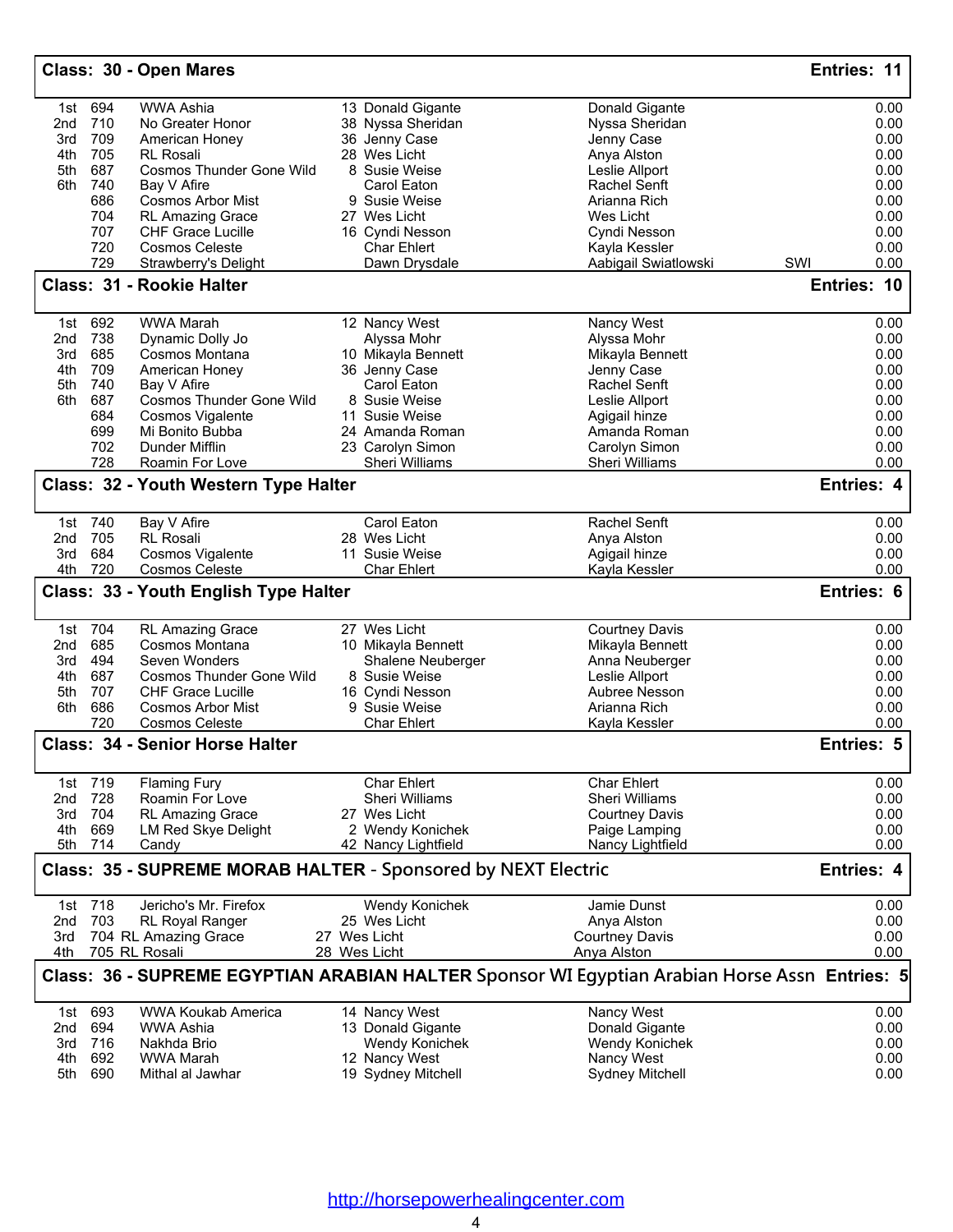## Class: 30 - Open Mares — Entries: 11

| Place | No. | Horse | Owner | Rider/Handler | | Score |
|---|---|---|---|---|---|---|
| 1st | 694 | WWA Ashia | 13 Donald Gigante | Donald Gigante | | 0.00 |
| 2nd | 710 | No Greater Honor | 38 Nyssa Sheridan | Nyssa Sheridan | | 0.00 |
| 3rd | 709 | American Honey | 36 Jenny Case | Jenny Case | | 0.00 |
| 4th | 705 | RL Rosali | 28 Wes Licht | Anya Alston | | 0.00 |
| 5th | 687 | Cosmos Thunder Gone Wild | 8 Susie Weise | Leslie Allport | | 0.00 |
| 6th | 740 | Bay V Afire | Carol Eaton | Rachel Senft | | 0.00 |
| | 686 | Cosmos Arbor Mist | 9 Susie Weise | Arianna Rich | | 0.00 |
| | 704 | RL Amazing Grace | 27 Wes Licht | Wes Licht | | 0.00 |
| | 707 | CHF Grace Lucille | 16 Cyndi Nesson | Cyndi Nesson | | 0.00 |
| | 720 | Cosmos Celeste | Char Ehlert | Kayla Kessler | | 0.00 |
| | 729 | Strawberry's Delight | Dawn Drysdale | Aabigail Swiatlowski | SWI | 0.00 |

## Class: 31 - Rookie Halter — Entries: 10

| Place | No. | Horse | Owner | Rider/Handler | Score |
|---|---|---|---|---|---|
| 1st | 692 | WWA Marah | 12 Nancy West | Nancy West | 0.00 |
| 2nd | 738 | Dynamic Dolly Jo | Alyssa Mohr | Alyssa Mohr | 0.00 |
| 3rd | 685 | Cosmos Montana | 10 Mikayla Bennett | Mikayla Bennett | 0.00 |
| 4th | 709 | American Honey | 36 Jenny Case | Jenny Case | 0.00 |
| 5th | 740 | Bay V Afire | Carol Eaton | Rachel Senft | 0.00 |
| 6th | 687 | Cosmos Thunder Gone Wild | 8 Susie Weise | Leslie Allport | 0.00 |
| | 684 | Cosmos Vigalente | 11 Susie Weise | Agigail hinze | 0.00 |
| | 699 | Mi Bonito Bubba | 24 Amanda Roman | Amanda Roman | 0.00 |
| | 702 | Dunder Mifflin | 23 Carolyn Simon | Carolyn Simon | 0.00 |
| | 728 | Roamin For Love | Sheri Williams | Sheri Williams | 0.00 |

## Class: 32 - Youth Western Type Halter — Entries: 4

| Place | No. | Horse | Owner | Rider/Handler | Score |
|---|---|---|---|---|---|
| 1st | 740 | Bay V Afire | Carol Eaton | Rachel Senft | 0.00 |
| 2nd | 705 | RL Rosali | 28 Wes Licht | Anya Alston | 0.00 |
| 3rd | 684 | Cosmos Vigalente | 11 Susie Weise | Agigail hinze | 0.00 |
| 4th | 720 | Cosmos Celeste | Char Ehlert | Kayla Kessler | 0.00 |

## Class: 33 - Youth English Type Halter — Entries: 6

| Place | No. | Horse | Owner | Rider/Handler | Score |
|---|---|---|---|---|---|
| 1st | 704 | RL Amazing Grace | 27 Wes Licht | Courtney Davis | 0.00 |
| 2nd | 685 | Cosmos Montana | 10 Mikayla Bennett | Mikayla Bennett | 0.00 |
| 3rd | 494 | Seven Wonders | Shalene Neuberger | Anna Neuberger | 0.00 |
| 4th | 687 | Cosmos Thunder Gone Wild | 8 Susie Weise | Leslie Allport | 0.00 |
| 5th | 707 | CHF Grace Lucille | 16 Cyndi Nesson | Aubree Nesson | 0.00 |
| 6th | 686 | Cosmos Arbor Mist | 9 Susie Weise | Arianna Rich | 0.00 |
| | 720 | Cosmos Celeste | Char Ehlert | Kayla Kessler | 0.00 |

## Class: 34 - Senior Horse Halter — Entries: 5

| Place | No. | Horse | Owner | Rider/Handler | Score |
|---|---|---|---|---|---|
| 1st | 719 | Flaming Fury | Char Ehlert | Char Ehlert | 0.00 |
| 2nd | 728 | Roamin For Love | Sheri Williams | Sheri Williams | 0.00 |
| 3rd | 704 | RL Amazing Grace | 27 Wes Licht | Courtney Davis | 0.00 |
| 4th | 669 | LM Red Skye Delight | 2 Wendy Konichek | Paige Lamping | 0.00 |
| 5th | 714 | Candy | 42 Nancy Lightfield | Nancy Lightfield | 0.00 |

## Class: 35 - SUPREME MORAB HALTER - Sponsored by NEXT Electric — Entries: 4

| Place | No. | Horse | Owner | Rider/Handler | Score |
|---|---|---|---|---|---|
| 1st | 718 | Jericho's Mr. Firefox | Wendy Konichek | Jamie Dunst | 0.00 |
| 2nd | 703 | RL Royal Ranger | 25 Wes Licht | Anya Alston | 0.00 |
| 3rd | 704 | RL Amazing Grace | 27 Wes Licht | Courtney Davis | 0.00 |
| 4th | 705 | RL Rosali | 28 Wes Licht | Anya Alston | 0.00 |

## Class: 36 - SUPREME EGYPTIAN ARABIAN HALTER Sponsor WI Egyptian Arabian Horse Assn — Entries: 5

| Place | No. | Horse | Owner | Rider/Handler | Score |
|---|---|---|---|---|---|
| 1st | 693 | WWA Koukab America | 14 Nancy West | Nancy West | 0.00 |
| 2nd | 694 | WWA Ashia | 13 Donald Gigante | Donald Gigante | 0.00 |
| 3rd | 716 | Nakhda Brio | Wendy Konichek | Wendy Konichek | 0.00 |
| 4th | 692 | WWA Marah | 12 Nancy West | Nancy West | 0.00 |
| 5th | 690 | Mithal al Jawhar | 19 Sydney Mitchell | Sydney Mitchell | 0.00 |

http://horsepowerhealingcenter.com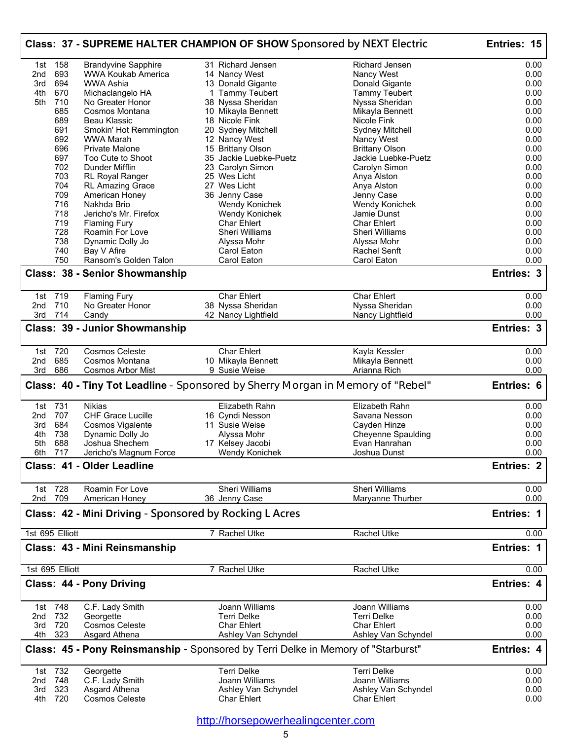## Class: 37 - SUPREME HALTER CHAMPION OF SHOW Sponsored by NEXT Electric — Entries: 15

| Place | No. | Horse | Owner | Rider/Handler | Amount |
|---|---|---|---|---|---|
| 1st | 158 | Brandyvine Sapphire | 31 Richard Jensen | Richard Jensen | 0.00 |
| 2nd | 693 | WWA Koukab America | 14 Nancy West | Nancy West | 0.00 |
| 3rd | 694 | WWA Ashia | 13 Donald Gigante | Donald Gigante | 0.00 |
| 4th | 670 | Michaclangelo HA | 1 Tammy Teubert | Tammy Teubert | 0.00 |
| 5th | 710 | No Greater Honor | 38 Nyssa Sheridan | Nyssa Sheridan | 0.00 |
| | 685 | Cosmos Montana | 10 Mikayla Bennett | Mikayla Bennett | 0.00 |
| | 689 | Beau Klassic | 18 Nicole Fink | Nicole Fink | 0.00 |
| | 691 | Smokin' Hot Remmington | 20 Sydney Mitchell | Sydney Mitchell | 0.00 |
| | 692 | WWA Marah | 12 Nancy West | Nancy West | 0.00 |
| | 696 | Private Malone | 15 Brittany Olson | Brittany Olson | 0.00 |
| | 697 | Too Cute to Shoot | 35 Jackie Luebke-Puetz | Jackie Luebke-Puetz | 0.00 |
| | 702 | Dunder Mifflin | 23 Carolyn Simon | Carolyn Simon | 0.00 |
| | 703 | RL Royal Ranger | 25 Wes Licht | Anya Alston | 0.00 |
| | 704 | RL Amazing Grace | 27 Wes Licht | Anya Alston | 0.00 |
| | 709 | American Honey | 36 Jenny Case | Jenny Case | 0.00 |
| | 716 | Nakhda Brio | Wendy Konichek | Wendy Konichek | 0.00 |
| | 718 | Jericho's Mr. Firefox | Wendy Konichek | Jamie Dunst | 0.00 |
| | 719 | Flaming Fury | Char Ehlert | Char Ehlert | 0.00 |
| | 728 | Roamin For Love | Sheri Williams | Sheri Williams | 0.00 |
| | 738 | Dynamic Dolly Jo | Alyssa Mohr | Alyssa Mohr | 0.00 |
| | 740 | Bay V Afire | Carol Eaton | Rachel Senft | 0.00 |
| | 750 | Ransom's Golden Talon | Carol Eaton | Carol Eaton | 0.00 |

## Class: 38 - Senior Showmanship — Entries: 3

| Place | No. | Horse | Owner | Rider/Handler | Amount |
|---|---|---|---|---|---|
| 1st | 719 | Flaming Fury | Char Ehlert | Char Ehlert | 0.00 |
| 2nd | 710 | No Greater Honor | 38 Nyssa Sheridan | Nyssa Sheridan | 0.00 |
| 3rd | 714 | Candy | 42 Nancy Lightfield | Nancy Lightfield | 0.00 |

## Class: 39 - Junior Showmanship — Entries: 3

| Place | No. | Horse | Owner | Rider/Handler | Amount |
|---|---|---|---|---|---|
| 1st | 720 | Cosmos Celeste | Char Ehlert | Kayla Kessler | 0.00 |
| 2nd | 685 | Cosmos Montana | 10 Mikayla Bennett | Mikayla Bennett | 0.00 |
| 3rd | 686 | Cosmos Arbor Mist | 9 Susie Weise | Arianna Rich | 0.00 |

## Class: 40 - Tiny Tot Leadline - Sponsored by Sherry Morgan in Memory of "Rebel" — Entries: 6

| Place | No. | Horse | Owner | Rider/Handler | Amount |
|---|---|---|---|---|---|
| 1st | 731 | Nikias | Elizabeth Rahn | Elizabeth Rahn | 0.00 |
| 2nd | 707 | CHF Grace Lucille | 16 Cyndi Nesson | Savana Nesson | 0.00 |
| 3rd | 684 | Cosmos Vigalente | 11 Susie Weise | Cayden Hinze | 0.00 |
| 4th | 738 | Dynamic Dolly Jo | Alyssa Mohr | Cheyenne Spaulding | 0.00 |
| 5th | 688 | Joshua Shechem | 17 Kelsey Jacobi | Evan Hanrahan | 0.00 |
| 6th | 717 | Jericho's Magnum Force | Wendy Konichek | Joshua Dunst | 0.00 |

## Class: 41 - Older Leadline — Entries: 2

| Place | No. | Horse | Owner | Rider/Handler | Amount |
|---|---|---|---|---|---|
| 1st | 728 | Roamin For Love | Sheri Williams | Sheri Williams | 0.00 |
| 2nd | 709 | American Honey | 36 Jenny Case | Maryanne Thurber | 0.00 |

## Class: 42 - Mini Driving - Sponsored by Rocking L Acres — Entries: 1

| Place | No. | Horse | Owner | Rider/Handler | Amount |
|---|---|---|---|---|---|
| 1st | 695 | Elliott | 7 Rachel Utke | Rachel Utke | 0.00 |

## Class: 43 - Mini Reinsmanship — Entries: 1

| Place | No. | Horse | Owner | Rider/Handler | Amount |
|---|---|---|---|---|---|
| 1st | 695 | Elliott | 7 Rachel Utke | Rachel Utke | 0.00 |

## Class: 44 - Pony Driving — Entries: 4

| Place | No. | Horse | Owner | Rider/Handler | Amount |
|---|---|---|---|---|---|
| 1st | 748 | C.F. Lady Smith | Joann Williams | Joann Williams | 0.00 |
| 2nd | 732 | Georgette | Terri Delke | Terri Delke | 0.00 |
| 3rd | 720 | Cosmos Celeste | Char Ehlert | Char Ehlert | 0.00 |
| 4th | 323 | Asgard Athena | Ashley Van Schyndel | Ashley Van Schyndel | 0.00 |

## Class: 45 - Pony Reinsmanship - Sponsored by Terri Delke in Memory of "Starburst" — Entries: 4

| Place | No. | Horse | Owner | Rider/Handler | Amount |
|---|---|---|---|---|---|
| 1st | 732 | Georgette | Terri Delke | Terri Delke | 0.00 |
| 2nd | 748 | C.F. Lady Smith | Joann Williams | Joann Williams | 0.00 |
| 3rd | 323 | Asgard Athena | Ashley Van Schyndel | Ashley Van Schyndel | 0.00 |
| 4th | 720 | Cosmos Celeste | Char Ehlert | Char Ehlert | 0.00 |

http://horsepowerhealingcenter.com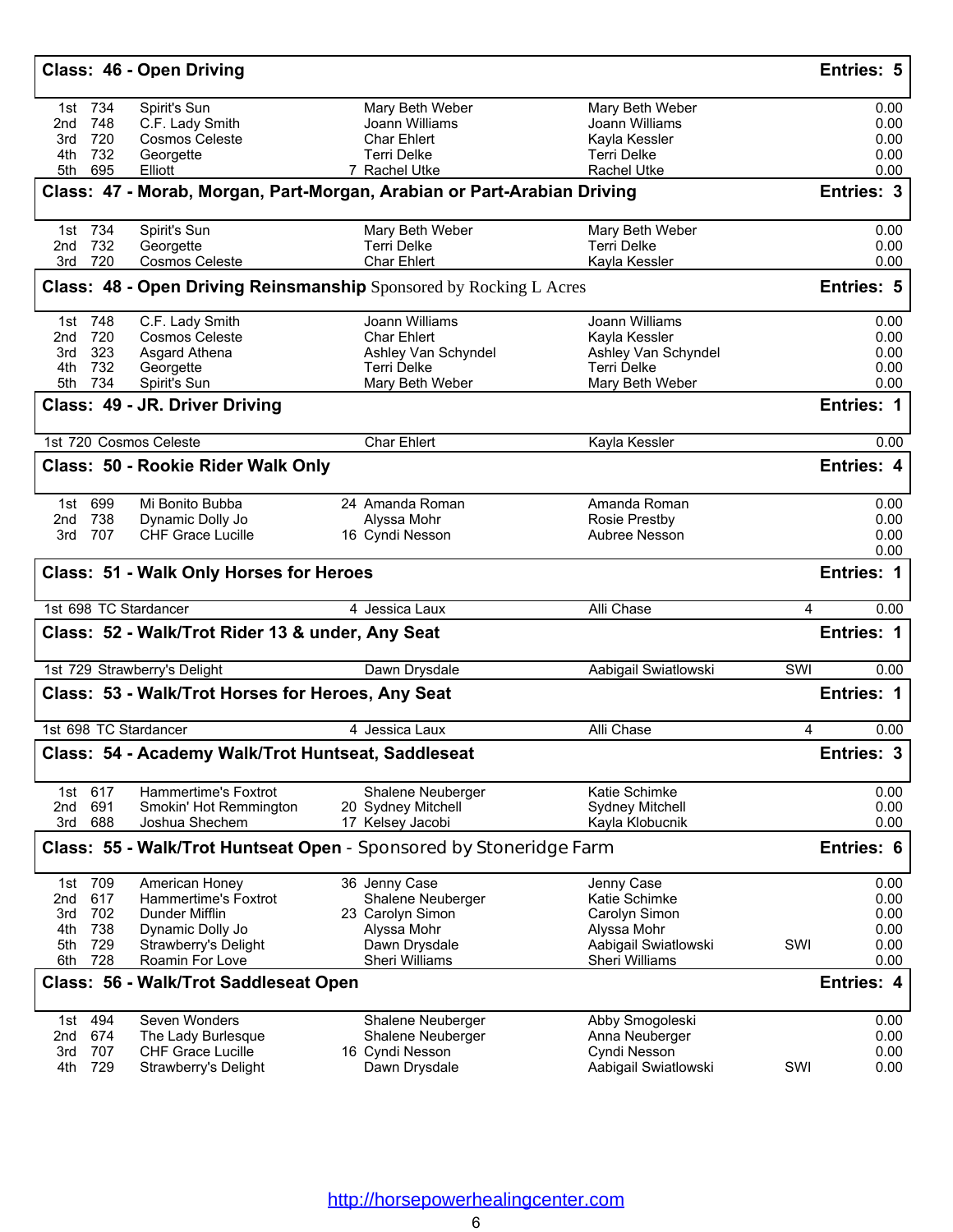## Class: 46 - Open Driving — Entries: 5

| Place | No. | Horse | | Owner | Rider | | Points |
|---|---|---|---|---|---|---|---|
| 1st | 734 | Spirit's Sun | | Mary Beth Weber | Mary Beth Weber | | 0.00 |
| 2nd | 748 | C.F. Lady Smith | | Joann Williams | Joann Williams | | 0.00 |
| 3rd | 720 | Cosmos Celeste | | Char Ehlert | Kayla Kessler | | 0.00 |
| 4th | 732 | Georgette | | Terri Delke | Terri Delke | | 0.00 |
| 5th | 695 | Elliott | 7 | Rachel Utke | Rachel Utke | | 0.00 |

## Class: 47 - Morab, Morgan, Part-Morgan, Arabian or Part-Arabian Driving — Entries: 3

| Place | No. | Horse | | Owner | Rider | | Points |
|---|---|---|---|---|---|---|---|
| 1st | 734 | Spirit's Sun | | Mary Beth Weber | Mary Beth Weber | | 0.00 |
| 2nd | 732 | Georgette | | Terri Delke | Terri Delke | | 0.00 |
| 3rd | 720 | Cosmos Celeste | | Char Ehlert | Kayla Kessler | | 0.00 |

## Class: 48 - Open Driving Reinsmanship Sponsored by Rocking L Acres — Entries: 5

| Place | No. | Horse | | Owner | Rider | | Points |
|---|---|---|---|---|---|---|---|
| 1st | 748 | C.F. Lady Smith | | Joann Williams | Joann Williams | | 0.00 |
| 2nd | 720 | Cosmos Celeste | | Char Ehlert | Kayla Kessler | | 0.00 |
| 3rd | 323 | Asgard Athena | | Ashley Van Schyndel | Ashley Van Schyndel | | 0.00 |
| 4th | 732 | Georgette | | Terri Delke | Terri Delke | | 0.00 |
| 5th | 734 | Spirit's Sun | | Mary Beth Weber | Mary Beth Weber | | 0.00 |

## Class: 49 - JR. Driver Driving — Entries: 1

| Place | No. | Horse | | Owner | Rider | | Points |
|---|---|---|---|---|---|---|---|
| 1st | 720 | Cosmos Celeste | | Char Ehlert | Kayla Kessler | | 0.00 |

## Class: 50 - Rookie Rider Walk Only — Entries: 4

| Place | No. | Horse | | Owner | Rider | | Points |
|---|---|---|---|---|---|---|---|
| 1st | 699 | Mi Bonito Bubba | 24 | Amanda Roman | Amanda Roman | | 0.00 |
| 2nd | 738 | Dynamic Dolly Jo | | Alyssa Mohr | Rosie Prestby | | 0.00 |
| 3rd | 707 | CHF Grace Lucille | 16 | Cyndi Nesson | Aubree Nesson | | 0.00 |
| | | | | | | | 0.00 |

## Class: 51 - Walk Only Horses for Heroes — Entries: 1

| Place | No. | Horse | | Owner | Rider | | Points |
|---|---|---|---|---|---|---|---|
| 1st | 698 | TC Stardancer | 4 | Jessica Laux | Alli Chase | 4 | 0.00 |

## Class: 52 - Walk/Trot Rider 13 & under, Any Seat — Entries: 1

| Place | No. | Horse | | Owner | Rider | | Points |
|---|---|---|---|---|---|---|---|
| 1st | 729 | Strawberry's Delight | | Dawn Drysdale | Aabigail Swiatlowski | SWI | 0.00 |

## Class: 53 - Walk/Trot Horses for Heroes, Any Seat — Entries: 1

| Place | No. | Horse | | Owner | Rider | | Points |
|---|---|---|---|---|---|---|---|
| 1st | 698 | TC Stardancer | 4 | Jessica Laux | Alli Chase | 4 | 0.00 |

## Class: 54 - Academy Walk/Trot Huntseat, Saddleseat — Entries: 3

| Place | No. | Horse | | Owner | Rider | | Points |
|---|---|---|---|---|---|---|---|
| 1st | 617 | Hammertime's Foxtrot | | Shalene Neuberger | Katie Schimke | | 0.00 |
| 2nd | 691 | Smokin' Hot Remmington | 20 | Sydney Mitchell | Sydney Mitchell | | 0.00 |
| 3rd | 688 | Joshua Shechem | 17 | Kelsey Jacobi | Kayla Klobucnik | | 0.00 |

## Class: 55 - Walk/Trot Huntseat Open - Sponsored by Stoneridge Farm — Entries: 6

| Place | No. | Horse | | Owner | Rider | | Points |
|---|---|---|---|---|---|---|---|
| 1st | 709 | American Honey | 36 | Jenny Case | Jenny Case | | 0.00 |
| 2nd | 617 | Hammertime's Foxtrot | | Shalene Neuberger | Katie Schimke | | 0.00 |
| 3rd | 702 | Dunder Mifflin | 23 | Carolyn Simon | Carolyn Simon | | 0.00 |
| 4th | 738 | Dynamic Dolly Jo | | Alyssa Mohr | Alyssa Mohr | | 0.00 |
| 5th | 729 | Strawberry's Delight | | Dawn Drysdale | Aabigail Swiatlowski | SWI | 0.00 |
| 6th | 728 | Roamin For Love | | Sheri Williams | Sheri Williams | | 0.00 |

## Class: 56 - Walk/Trot Saddleseat Open — Entries: 4

| Place | No. | Horse | | Owner | Rider | | Points |
|---|---|---|---|---|---|---|---|
| 1st | 494 | Seven Wonders | | Shalene Neuberger | Abby Smogoleski | | 0.00 |
| 2nd | 674 | The Lady Burlesque | | Shalene Neuberger | Anna Neuberger | | 0.00 |
| 3rd | 707 | CHF Grace Lucille | 16 | Cyndi Nesson | Cyndi Nesson | | 0.00 |
| 4th | 729 | Strawberry's Delight | | Dawn Drysdale | Aabigail Swiatlowski | SWI | 0.00 |

http://horsepowerhealingcenter.com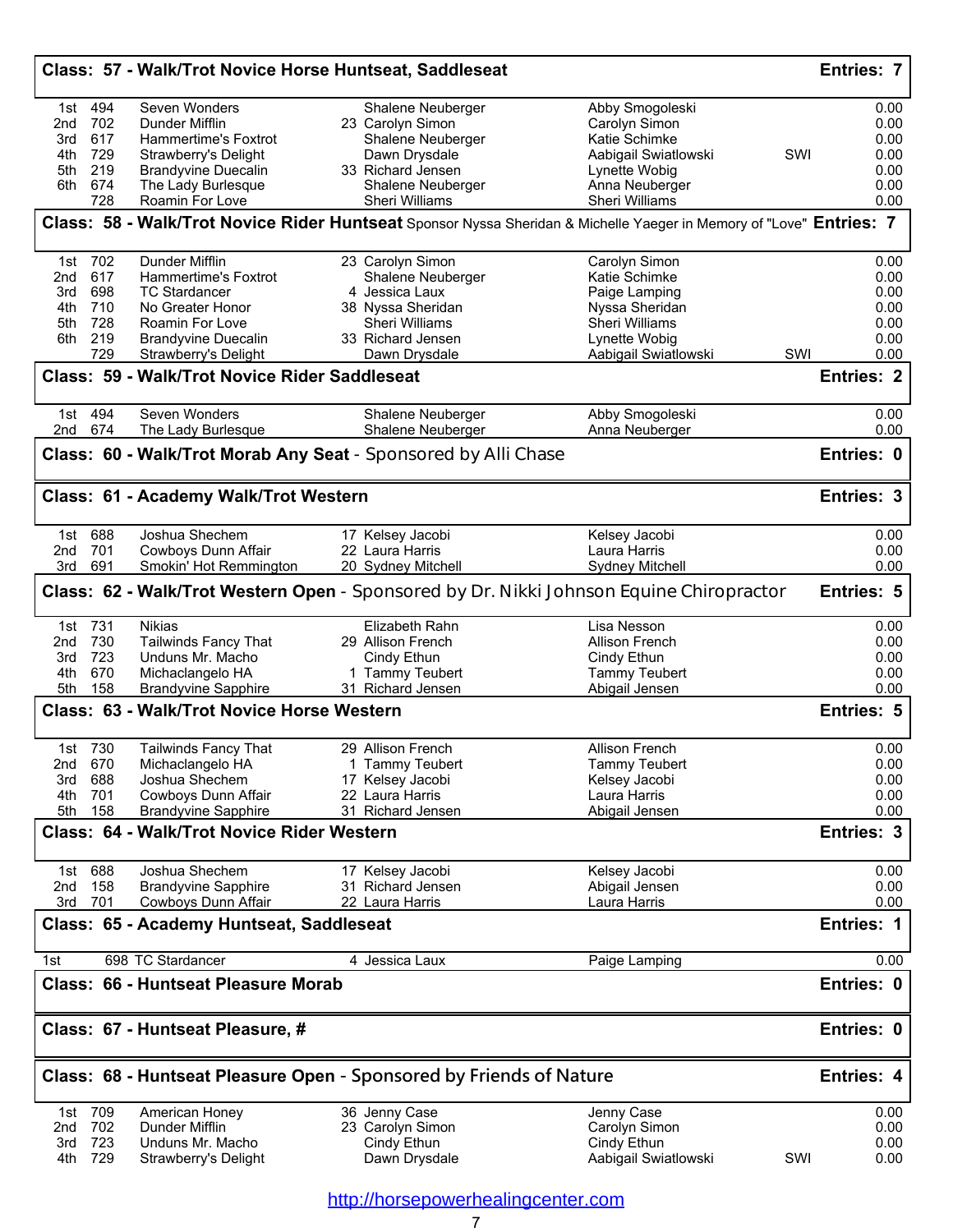## Class: 57 - Walk/Trot Novice Horse Huntseat, Saddleseat — Entries: 7

| Place | No. | Horse | Owner | Rider | | Score |
|---|---|---|---|---|---|---|
| 1st | 494 | Seven Wonders | Shalene Neuberger | Abby Smogoleski | | 0.00 |
| 2nd | 702 | Dunder Mifflin | 23 Carolyn Simon | Carolyn Simon | | 0.00 |
| 3rd | 617 | Hammertime's Foxtrot | Shalene Neuberger | Katie Schimke | | 0.00 |
| 4th | 729 | Strawberry's Delight | Dawn Drysdale | Aabigail Swiatlowski | SWI | 0.00 |
| 5th | 219 | Brandyvine Duecalin | 33 Richard Jensen | Lynette Wobig | | 0.00 |
| 6th | 674 | The Lady Burlesque | Shalene Neuberger | Anna Neuberger | | 0.00 |
| | 728 | Roamin For Love | Sheri Williams | Sheri Williams | | 0.00 |

## Class: 58 - Walk/Trot Novice Rider Huntseat Sponsor Nyssa Sheridan & Michelle Yaeger in Memory of "Love" — Entries: 7

| Place | No. | Horse | Owner | Rider | | Score |
|---|---|---|---|---|---|---|
| 1st | 702 | Dunder Mifflin | 23 Carolyn Simon | Carolyn Simon | | 0.00 |
| 2nd | 617 | Hammertime's Foxtrot | Shalene Neuberger | Katie Schimke | | 0.00 |
| 3rd | 698 | TC Stardancer | 4 Jessica Laux | Paige Lamping | | 0.00 |
| 4th | 710 | No Greater Honor | 38 Nyssa Sheridan | Nyssa Sheridan | | 0.00 |
| 5th | 728 | Roamin For Love | Sheri Williams | Sheri Williams | | 0.00 |
| 6th | 219 | Brandyvine Duecalin | 33 Richard Jensen | Lynette Wobig | | 0.00 |
| | 729 | Strawberry's Delight | Dawn Drysdale | Aabigail Swiatlowski | SWI | 0.00 |

## Class: 59 - Walk/Trot Novice Rider Saddleseat — Entries: 2

| Place | No. | Horse | Owner | Rider | Score |
|---|---|---|---|---|---|
| 1st | 494 | Seven Wonders | Shalene Neuberger | Abby Smogoleski | 0.00 |
| 2nd | 674 | The Lady Burlesque | Shalene Neuberger | Anna Neuberger | 0.00 |

## Class: 60 - Walk/Trot Morab Any Seat - Sponsored by Alli Chase — Entries: 0

## Class: 61 - Academy Walk/Trot Western — Entries: 3

| Place | No. | Horse | Owner | Rider | Score |
|---|---|---|---|---|---|
| 1st | 688 | Joshua Shechem | 17 Kelsey Jacobi | Kelsey Jacobi | 0.00 |
| 2nd | 701 | Cowboys Dunn Affair | 22 Laura Harris | Laura Harris | 0.00 |
| 3rd | 691 | Smokin' Hot Remmington | 20 Sydney Mitchell | Sydney Mitchell | 0.00 |

## Class: 62 - Walk/Trot Western Open - Sponsored by Dr. Nikki Johnson Equine Chiropractor — Entries: 5

| Place | No. | Horse | Owner | Rider | Score |
|---|---|---|---|---|---|
| 1st | 731 | Nikias | Elizabeth Rahn | Lisa Nesson | 0.00 |
| 2nd | 730 | Tailwinds Fancy That | 29 Allison French | Allison French | 0.00 |
| 3rd | 723 | Unduns Mr. Macho | Cindy Ethun | Cindy Ethun | 0.00 |
| 4th | 670 | Michaclangelo HA | 1 Tammy Teubert | Tammy Teubert | 0.00 |
| 5th | 158 | Brandyvine Sapphire | 31 Richard Jensen | Abigail Jensen | 0.00 |

## Class: 63 - Walk/Trot Novice Horse Western — Entries: 5

| Place | No. | Horse | Owner | Rider | Score |
|---|---|---|---|---|---|
| 1st | 730 | Tailwinds Fancy That | 29 Allison French | Allison French | 0.00 |
| 2nd | 670 | Michaclangelo HA | 1 Tammy Teubert | Tammy Teubert | 0.00 |
| 3rd | 688 | Joshua Shechem | 17 Kelsey Jacobi | Kelsey Jacobi | 0.00 |
| 4th | 701 | Cowboys Dunn Affair | 22 Laura Harris | Laura Harris | 0.00 |
| 5th | 158 | Brandyvine Sapphire | 31 Richard Jensen | Abigail Jensen | 0.00 |

## Class: 64 - Walk/Trot Novice Rider Western — Entries: 3

| Place | No. | Horse | Owner | Rider | Score |
|---|---|---|---|---|---|
| 1st | 688 | Joshua Shechem | 17 Kelsey Jacobi | Kelsey Jacobi | 0.00 |
| 2nd | 158 | Brandyvine Sapphire | 31 Richard Jensen | Abigail Jensen | 0.00 |
| 3rd | 701 | Cowboys Dunn Affair | 22 Laura Harris | Laura Harris | 0.00 |

## Class: 65 - Academy Huntseat, Saddleseat — Entries: 1

| Place | No. | Horse | Owner | Rider | Score |
|---|---|---|---|---|---|
| 1st | 698 | TC Stardancer | 4 Jessica Laux | Paige Lamping | 0.00 |

## Class: 66 - Huntseat Pleasure Morab — Entries: 0

## Class: 67 - Huntseat Pleasure, # — Entries: 0

## Class: 68 - Huntseat Pleasure Open - Sponsored by Friends of Nature — Entries: 4

| Place | No. | Horse | Owner | Rider | | Score |
|---|---|---|---|---|---|---|
| 1st | 709 | American Honey | 36 Jenny Case | Jenny Case | | 0.00 |
| 2nd | 702 | Dunder Mifflin | 23 Carolyn Simon | Carolyn Simon | | 0.00 |
| 3rd | 723 | Unduns Mr. Macho | Cindy Ethun | Cindy Ethun | | 0.00 |
| 4th | 729 | Strawberry's Delight | Dawn Drysdale | Aabigail Swiatlowski | SWI | 0.00 |

http://horsepowerhealingcenter.com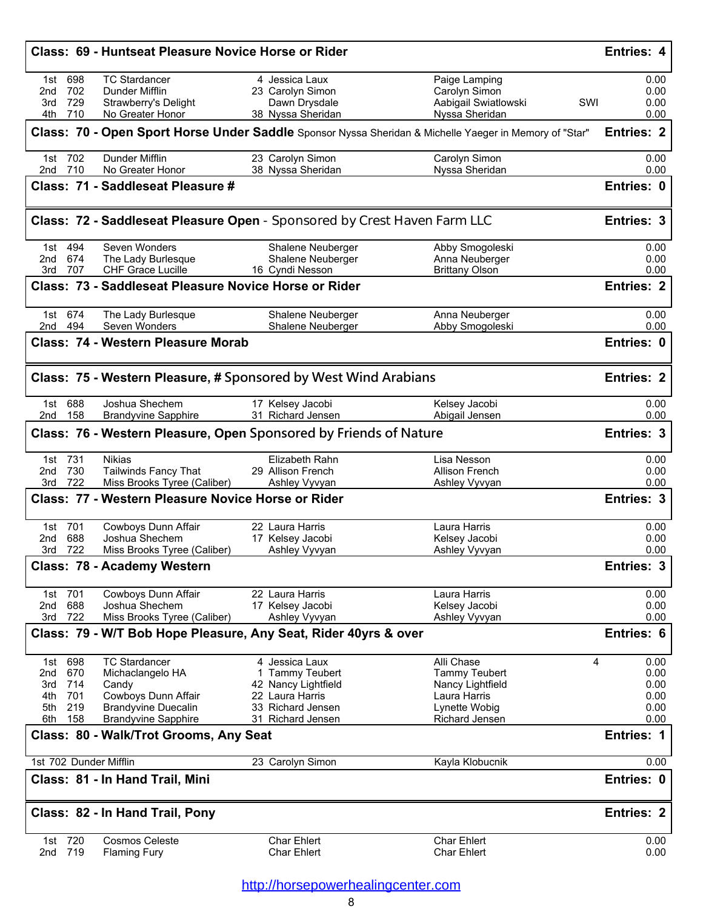## Class: 69 - Huntseat Pleasure Novice Horse or Rider — Entries: 4

| Place | No. | Horse | Owner | Rider | | Points |
|---|---|---|---|---|---|---|
| 1st | 698 | TC Stardancer | 4 Jessica Laux | Paige Lamping | | 0.00 |
| 2nd | 702 | Dunder Mifflin | 23 Carolyn Simon | Carolyn Simon | | 0.00 |
| 3rd | 729 | Strawberry's Delight | Dawn Drysdale | Aabigail Swiatlowski | SWI | 0.00 |
| 4th | 710 | No Greater Honor | 38 Nyssa Sheridan | Nyssa Sheridan | | 0.00 |

## Class: 70 - Open Sport Horse Under Saddle Sponsor Nyssa Sheridan & Michelle Yaeger in Memory of "Star" — Entries: 2

| Place | No. | Horse | Owner | Rider | Points |
|---|---|---|---|---|---|
| 1st | 702 | Dunder Mifflin | 23 Carolyn Simon | Carolyn Simon | 0.00 |
| 2nd | 710 | No Greater Honor | 38 Nyssa Sheridan | Nyssa Sheridan | 0.00 |

## Class: 71 - Saddleseat Pleasure # — Entries: 0

## Class: 72 - Saddleseat Pleasure Open - Sponsored by Crest Haven Farm LLC — Entries: 3

| Place | No. | Horse | Owner | Rider | Points |
|---|---|---|---|---|---|
| 1st | 494 | Seven Wonders | Shalene Neuberger | Abby Smogoleski | 0.00 |
| 2nd | 674 | The Lady Burlesque | Shalene Neuberger | Anna Neuberger | 0.00 |
| 3rd | 707 | CHF Grace Lucille | 16 Cyndi Nesson | Brittany Olson | 0.00 |

## Class: 73 - Saddleseat Pleasure Novice Horse or Rider — Entries: 2

| Place | No. | Horse | Owner | Rider | Points |
|---|---|---|---|---|---|
| 1st | 674 | The Lady Burlesque | Shalene Neuberger | Anna Neuberger | 0.00 |
| 2nd | 494 | Seven Wonders | Shalene Neuberger | Abby Smogoleski | 0.00 |

## Class: 74 - Western Pleasure Morab — Entries: 0

## Class: 75 - Western Pleasure, # Sponsored by West Wind Arabians — Entries: 2

| Place | No. | Horse | Owner | Rider | Points |
|---|---|---|---|---|---|
| 1st | 688 | Joshua Shechem | 17 Kelsey Jacobi | Kelsey Jacobi | 0.00 |
| 2nd | 158 | Brandyvine Sapphire | 31 Richard Jensen | Abigail Jensen | 0.00 |

## Class: 76 - Western Pleasure, Open Sponsored by Friends of Nature — Entries: 3

| Place | No. | Horse | Owner | Rider | Points |
|---|---|---|---|---|---|
| 1st | 731 | Nikias | Elizabeth Rahn | Lisa Nesson | 0.00 |
| 2nd | 730 | Tailwinds Fancy That | 29 Allison French | Allison French | 0.00 |
| 3rd | 722 | Miss Brooks Tyree (Caliber) | Ashley Vyvyan | Ashley Vyvyan | 0.00 |

## Class: 77 - Western Pleasure Novice Horse or Rider — Entries: 3

| Place | No. | Horse | Owner | Rider | Points |
|---|---|---|---|---|---|
| 1st | 701 | Cowboys Dunn Affair | 22 Laura Harris | Laura Harris | 0.00 |
| 2nd | 688 | Joshua Shechem | 17 Kelsey Jacobi | Kelsey Jacobi | 0.00 |
| 3rd | 722 | Miss Brooks Tyree (Caliber) | Ashley Vyvyan | Ashley Vyvyan | 0.00 |

## Class: 78 - Academy Western — Entries: 3

| Place | No. | Horse | Owner | Rider | Points |
|---|---|---|---|---|---|
| 1st | 701 | Cowboys Dunn Affair | 22 Laura Harris | Laura Harris | 0.00 |
| 2nd | 688 | Joshua Shechem | 17 Kelsey Jacobi | Kelsey Jacobi | 0.00 |
| 3rd | 722 | Miss Brooks Tyree (Caliber) | Ashley Vyvyan | Ashley Vyvyan | 0.00 |

## Class: 79 - W/T Bob Hope Pleasure, Any Seat, Rider 40yrs & over — Entries: 6

| Place | No. | Horse | Owner | Rider | | Points |
|---|---|---|---|---|---|---|
| 1st | 698 | TC Stardancer | 4 Jessica Laux | Alli Chase | 4 | 0.00 |
| 2nd | 670 | Michaclangelo HA | 1 Tammy Teubert | Tammy Teubert | | 0.00 |
| 3rd | 714 | Candy | 42 Nancy Lightfield | Nancy Lightfield | | 0.00 |
| 4th | 701 | Cowboys Dunn Affair | 22 Laura Harris | Laura Harris | | 0.00 |
| 5th | 219 | Brandyvine Duecalin | 33 Richard Jensen | Lynette Wobig | | 0.00 |
| 6th | 158 | Brandyvine Sapphire | 31 Richard Jensen | Richard Jensen | | 0.00 |

## Class: 80 - Walk/Trot Grooms, Any Seat — Entries: 1

| Place | No. | Horse | Owner | Rider | Points |
|---|---|---|---|---|---|
| 1st | 702 | Dunder Mifflin | 23 Carolyn Simon | Kayla Klobucnik | 0.00 |

## Class: 81 - In Hand Trail, Mini — Entries: 0

## Class: 82 - In Hand Trail, Pony — Entries: 2

| Place | No. | Horse | Owner | Rider | Points |
|---|---|---|---|---|---|
| 1st | 720 | Cosmos Celeste | Char Ehlert | Char Ehlert | 0.00 |
| 2nd | 719 | Flaming Fury | Char Ehlert | Char Ehlert | 0.00 |

http://horsepowerhealingcenter.com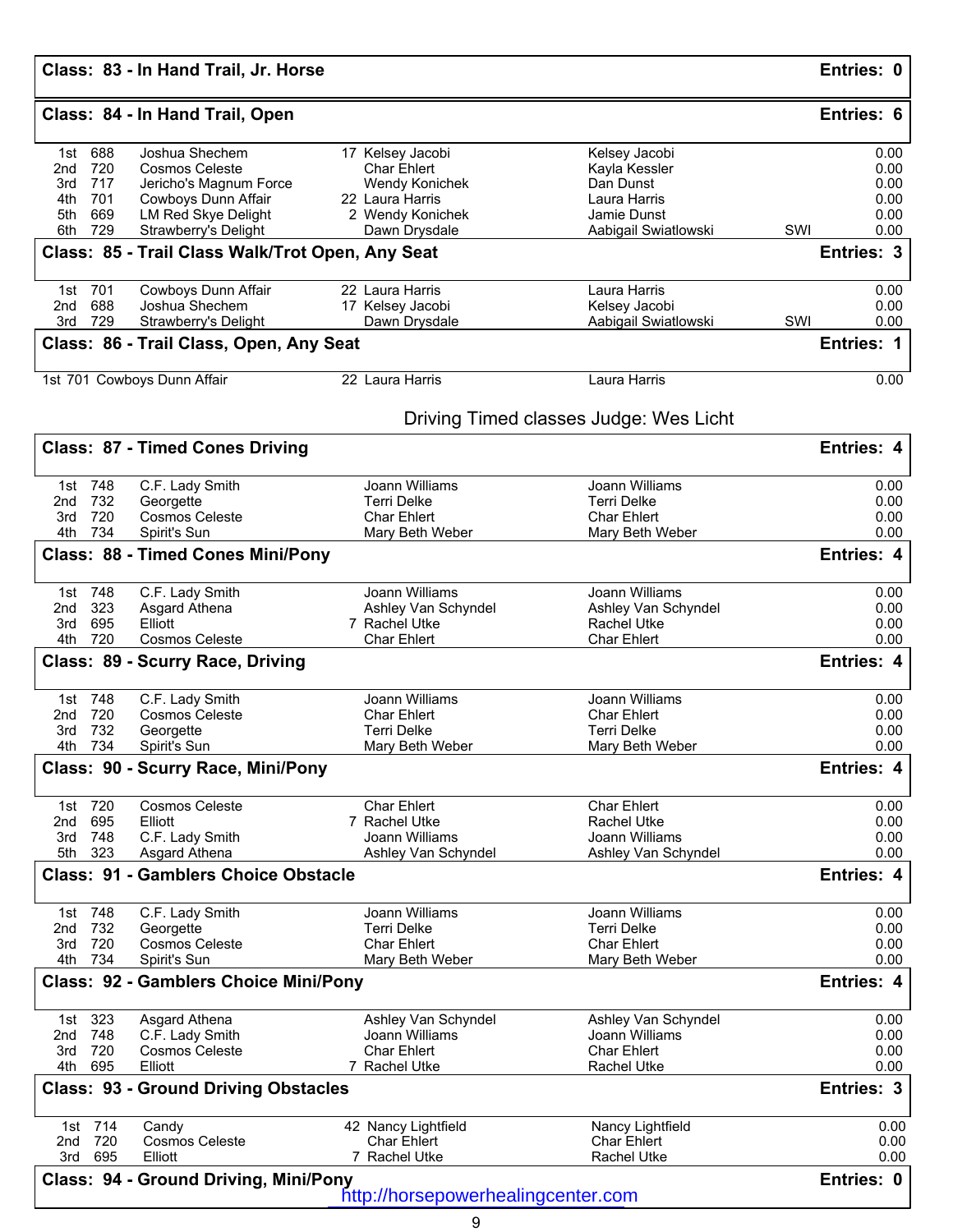## Class: 83 - In Hand Trail, Jr. Horse — Entries: 0

## Class: 84 - In Hand Trail, Open — Entries: 6

| Place | No. | Horse | | Owner | Rider | | Amount |
|---|---|---|---|---|---|---|---|
| 1st | 688 | Joshua Shechem | 17 | Kelsey Jacobi | Kelsey Jacobi | | 0.00 |
| 2nd | 720 | Cosmos Celeste | | Char Ehlert | Kayla Kessler | | 0.00 |
| 3rd | 717 | Jericho's Magnum Force | | Wendy Konichek | Dan Dunst | | 0.00 |
| 4th | 701 | Cowboys Dunn Affair | 22 | Laura Harris | Laura Harris | | 0.00 |
| 5th | 669 | LM Red Skye Delight | 2 | Wendy Konichek | Jamie Dunst | | 0.00 |
| 6th | 729 | Strawberry's Delight | | Dawn Drysdale | Aabigail Swiatlowski | SWI | 0.00 |

## Class: 85 - Trail Class Walk/Trot Open, Any Seat — Entries: 3

| Place | No. | Horse | | Owner | Rider | | Amount |
|---|---|---|---|---|---|---|---|
| 1st | 701 | Cowboys Dunn Affair | 22 | Laura Harris | Laura Harris | | 0.00 |
| 2nd | 688 | Joshua Shechem | 17 | Kelsey Jacobi | Kelsey Jacobi | | 0.00 |
| 3rd | 729 | Strawberry's Delight | | Dawn Drysdale | Aabigail Swiatlowski | SWI | 0.00 |

## Class: 86 - Trail Class, Open, Any Seat — Entries: 1

| Place | No. | Horse | | Owner | Rider | Amount |
|---|---|---|---|---|---|---|
| 1st | 701 | Cowboys Dunn Affair | 22 | Laura Harris | Laura Harris | 0.00 |

Driving Timed classes Judge: Wes Licht

## Class: 87 - Timed Cones Driving — Entries: 4

| Place | No. | Horse | | Owner | Rider | Amount |
|---|---|---|---|---|---|---|
| 1st | 748 | C.F. Lady Smith | | Joann Williams | Joann Williams | 0.00 |
| 2nd | 732 | Georgette | | Terri Delke | Terri Delke | 0.00 |
| 3rd | 720 | Cosmos Celeste | | Char Ehlert | Char Ehlert | 0.00 |
| 4th | 734 | Spirit's Sun | | Mary Beth Weber | Mary Beth Weber | 0.00 |

## Class: 88 - Timed Cones Mini/Pony — Entries: 4

| Place | No. | Horse | | Owner | Rider | Amount |
|---|---|---|---|---|---|---|
| 1st | 748 | C.F. Lady Smith | | Joann Williams | Joann Williams | 0.00 |
| 2nd | 323 | Asgard Athena | | Ashley Van Schyndel | Ashley Van Schyndel | 0.00 |
| 3rd | 695 | Elliott | 7 | Rachel Utke | Rachel Utke | 0.00 |
| 4th | 720 | Cosmos Celeste | | Char Ehlert | Char Ehlert | 0.00 |

## Class: 89 - Scurry Race, Driving — Entries: 4

| Place | No. | Horse | | Owner | Rider | Amount |
|---|---|---|---|---|---|---|
| 1st | 748 | C.F. Lady Smith | | Joann Williams | Joann Williams | 0.00 |
| 2nd | 720 | Cosmos Celeste | | Char Ehlert | Char Ehlert | 0.00 |
| 3rd | 732 | Georgette | | Terri Delke | Terri Delke | 0.00 |
| 4th | 734 | Spirit's Sun | | Mary Beth Weber | Mary Beth Weber | 0.00 |

## Class: 90 - Scurry Race, Mini/Pony — Entries: 4

| Place | No. | Horse | | Owner | Rider | Amount |
|---|---|---|---|---|---|---|
| 1st | 720 | Cosmos Celeste | | Char Ehlert | Char Ehlert | 0.00 |
| 2nd | 695 | Elliott | 7 | Rachel Utke | Rachel Utke | 0.00 |
| 3rd | 748 | C.F. Lady Smith | | Joann Williams | Joann Williams | 0.00 |
| 5th | 323 | Asgard Athena | | Ashley Van Schyndel | Ashley Van Schyndel | 0.00 |

## Class: 91 - Gamblers Choice Obstacle — Entries: 4

| Place | No. | Horse | | Owner | Rider | Amount |
|---|---|---|---|---|---|---|
| 1st | 748 | C.F. Lady Smith | | Joann Williams | Joann Williams | 0.00 |
| 2nd | 732 | Georgette | | Terri Delke | Terri Delke | 0.00 |
| 3rd | 720 | Cosmos Celeste | | Char Ehlert | Char Ehlert | 0.00 |
| 4th | 734 | Spirit's Sun | | Mary Beth Weber | Mary Beth Weber | 0.00 |

## Class: 92 - Gamblers Choice Mini/Pony — Entries: 4

| Place | No. | Horse | | Owner | Rider | Amount |
|---|---|---|---|---|---|---|
| 1st | 323 | Asgard Athena | | Ashley Van Schyndel | Ashley Van Schyndel | 0.00 |
| 2nd | 748 | C.F. Lady Smith | | Joann Williams | Joann Williams | 0.00 |
| 3rd | 720 | Cosmos Celeste | | Char Ehlert | Char Ehlert | 0.00 |
| 4th | 695 | Elliott | 7 | Rachel Utke | Rachel Utke | 0.00 |

## Class: 93 - Ground Driving Obstacles — Entries: 3

| Place | No. | Horse | | Owner | Rider | Amount |
|---|---|---|---|---|---|---|
| 1st | 714 | Candy | 42 | Nancy Lightfield | Nancy Lightfield | 0.00 |
| 2nd | 720 | Cosmos Celeste | | Char Ehlert | Char Ehlert | 0.00 |
| 3rd | 695 | Elliott | 7 | Rachel Utke | Rachel Utke | 0.00 |

## Class: 94 - Ground Driving, Mini/Pony — Entries: 0

http://horsepowerhealingcenter.com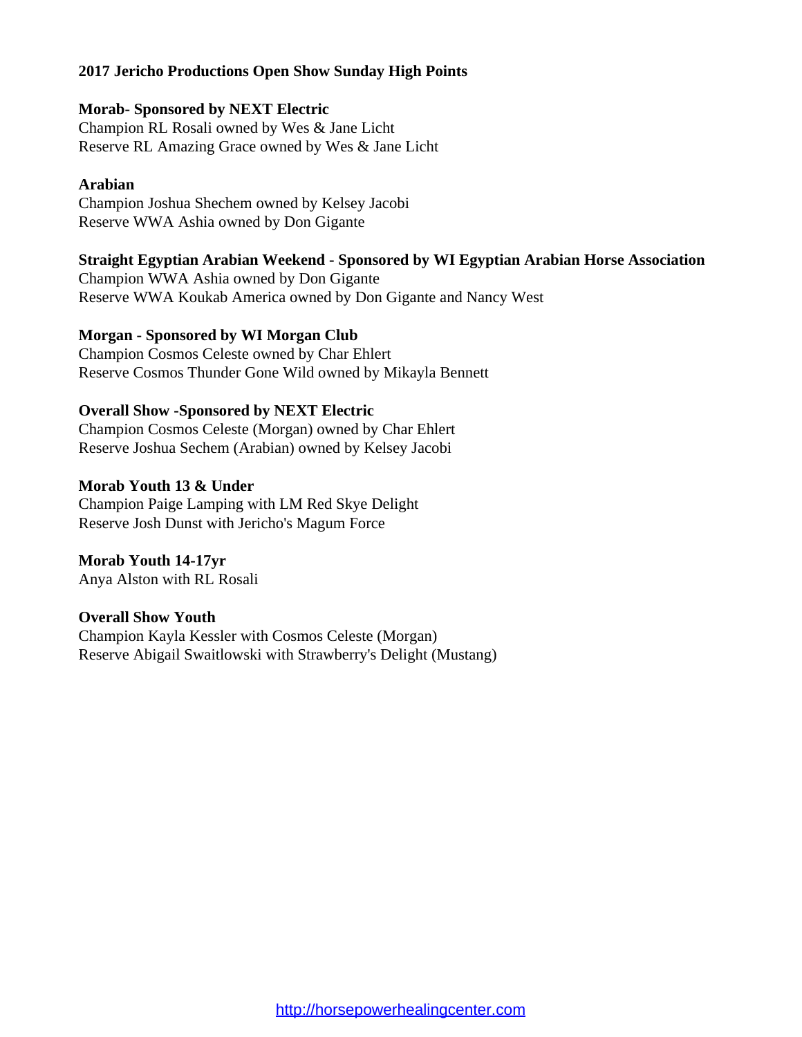**2017 Jericho Productions Open Show Sunday High Points**

**Morab- Sponsored by NEXT Electric**
Champion RL Rosali owned by Wes & Jane Licht
Reserve RL Amazing Grace owned by Wes & Jane Licht

**Arabian**
Champion Joshua Shechem owned by Kelsey Jacobi
Reserve WWA Ashia owned by Don Gigante

**Straight Egyptian Arabian Weekend - Sponsored by WI Egyptian Arabian Horse Association**
Champion WWA Ashia owned by Don Gigante
Reserve WWA Koukab America owned by Don Gigante and Nancy West

**Morgan - Sponsored by WI Morgan Club**
Champion Cosmos Celeste owned by Char Ehlert
Reserve Cosmos Thunder Gone Wild owned by Mikayla Bennett

**Overall Show -Sponsored by NEXT Electric**
Champion Cosmos Celeste (Morgan) owned by Char Ehlert
Reserve Joshua Sechem (Arabian) owned by Kelsey Jacobi

**Morab Youth 13 & Under**
Champion Paige Lamping with LM Red Skye Delight
Reserve Josh Dunst with Jericho's Magum Force

**Morab Youth 14-17yr**
Anya Alston with RL Rosali

**Overall Show Youth**
Champion Kayla Kessler with Cosmos Celeste (Morgan)
Reserve Abigail Swaitlowski with Strawberry's Delight (Mustang)

http://horsepowerhealingcenter.com